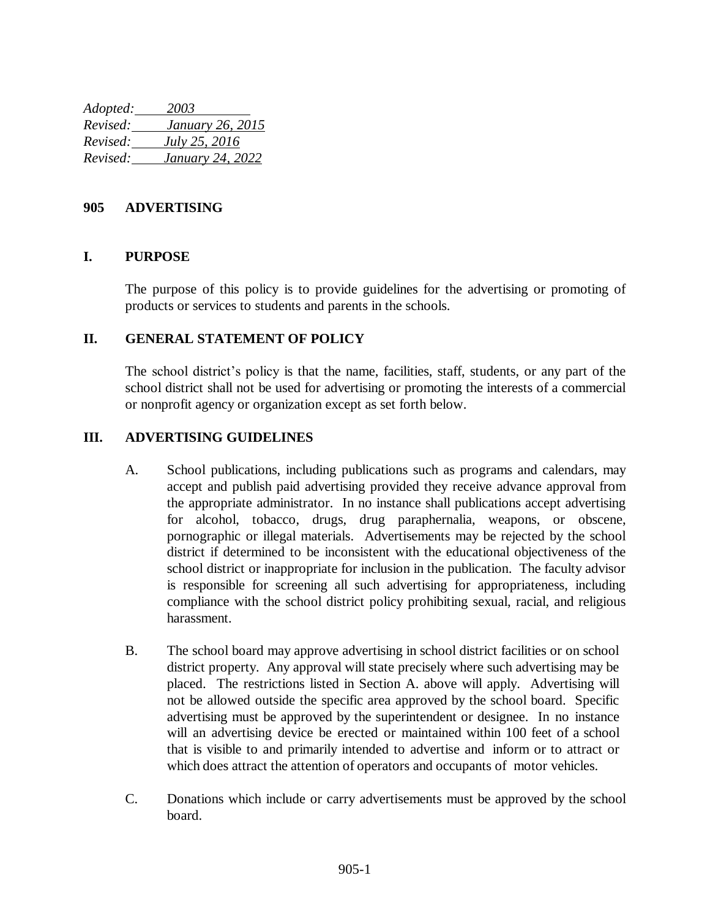*Adopted: 2003*
*Revised: January 26, 2015*
*Revised: July 25, 2016*
*Revised: January 24, 2022*

# 905 ADVERTISING

## I. PURPOSE

The purpose of this policy is to provide guidelines for the advertising or promoting of products or services to students and parents in the schools.

## II. GENERAL STATEMENT OF POLICY

The school district's policy is that the name, facilities, staff, students, or any part of the school district shall not be used for advertising or promoting the interests of a commercial or nonprofit agency or organization except as set forth below.

## III. ADVERTISING GUIDELINES

A. School publications, including publications such as programs and calendars, may accept and publish paid advertising provided they receive advance approval from the appropriate administrator. In no instance shall publications accept advertising for alcohol, tobacco, drugs, drug paraphernalia, weapons, or obscene, pornographic or illegal materials. Advertisements may be rejected by the school district if determined to be inconsistent with the educational objectiveness of the school district or inappropriate for inclusion in the publication. The faculty advisor is responsible for screening all such advertising for appropriateness, including compliance with the school district policy prohibiting sexual, racial, and religious harassment.

B. The school board may approve advertising in school district facilities or on school district property. Any approval will state precisely where such advertising may be placed. The restrictions listed in Section A. above will apply. Advertising will not be allowed outside the specific area approved by the school board. Specific advertising must be approved by the superintendent or designee. In no instance will an advertising device be erected or maintained within 100 feet of a school that is visible to and primarily intended to advertise and inform or to attract or which does attract the attention of operators and occupants of motor vehicles.

C. Donations which include or carry advertisements must be approved by the school board.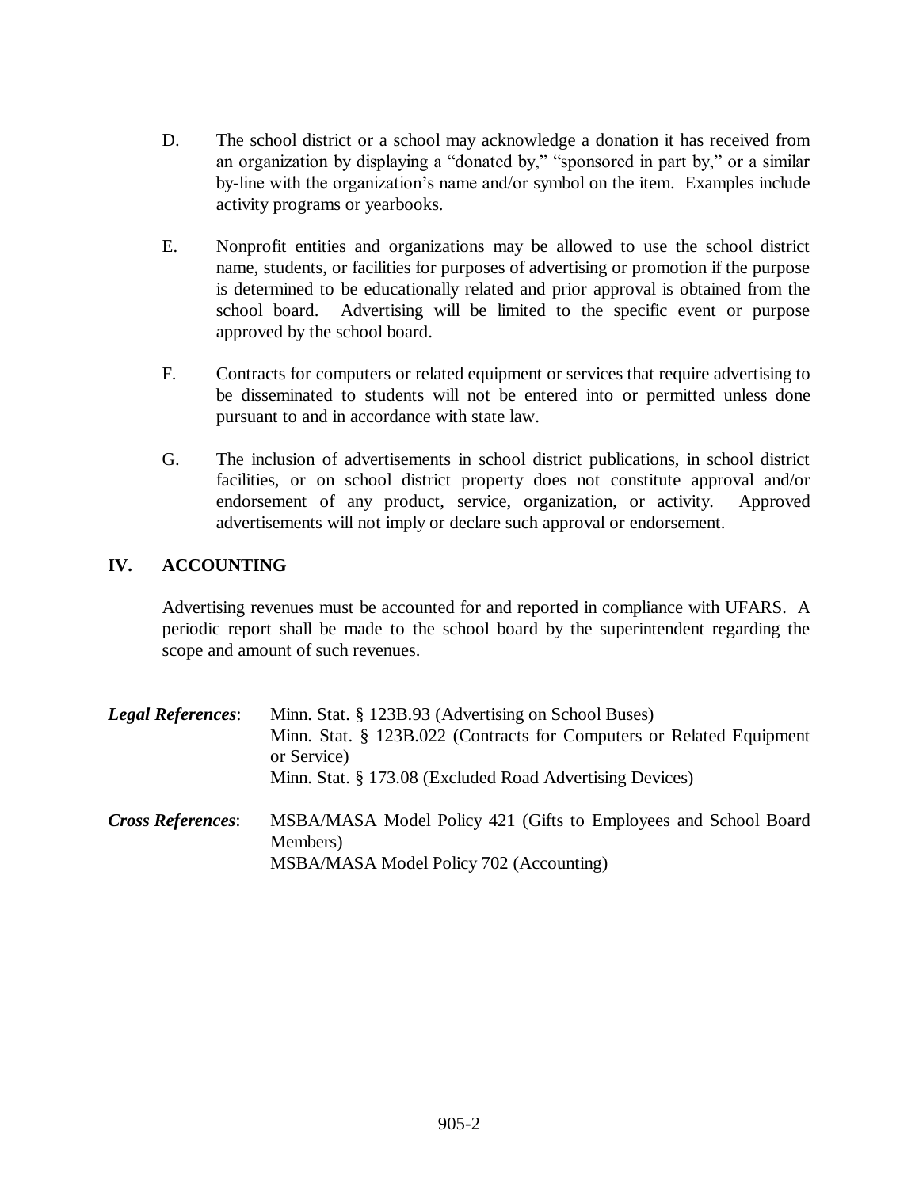D. The school district or a school may acknowledge a donation it has received from an organization by displaying a "donated by," "sponsored in part by," or a similar by-line with the organization's name and/or symbol on the item. Examples include activity programs or yearbooks.

E. Nonprofit entities and organizations may be allowed to use the school district name, students, or facilities for purposes of advertising or promotion if the purpose is determined to be educationally related and prior approval is obtained from the school board. Advertising will be limited to the specific event or purpose approved by the school board.

F. Contracts for computers or related equipment or services that require advertising to be disseminated to students will not be entered into or permitted unless done pursuant to and in accordance with state law.

G. The inclusion of advertisements in school district publications, in school district facilities, or on school district property does not constitute approval and/or endorsement of any product, service, organization, or activity. Approved advertisements will not imply or declare such approval or endorsement.

## IV. ACCOUNTING

Advertising revenues must be accounted for and reported in compliance with UFARS. A periodic report shall be made to the school board by the superintendent regarding the scope and amount of such revenues.

***Legal References***:

Minn. Stat. § 123B.93 (Advertising on School Buses)
Minn. Stat. § 123B.022 (Contracts for Computers or Related Equipment or Service)
Minn. Stat. § 173.08 (Excluded Road Advertising Devices)

***Cross References***:

MSBA/MASA Model Policy 421 (Gifts to Employees and School Board Members)
MSBA/MASA Model Policy 702 (Accounting)